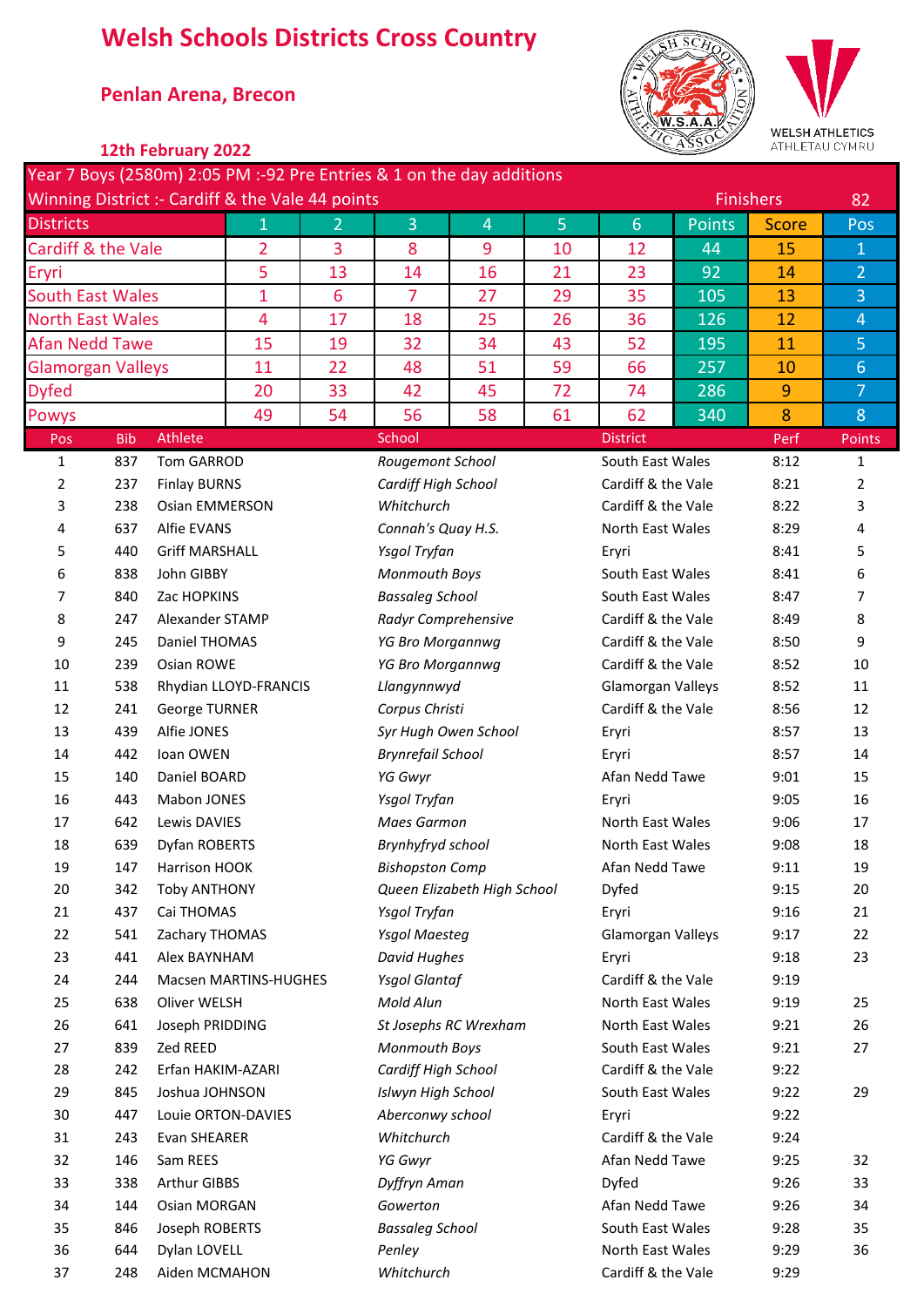# Welsh Schools Districts Cross Country

## Penlan Arena, Brecon

### 12th February 2022

WELSH ATHLETICS
ATHLETAU CYMRU

Year 7 Boys (2580m) 2:05 PM :-92 Pre Entries & 1 on the day additions

Winning District :- Cardiff & the Vale 44 points — Finishers 82

| Districts | 1 | 2 | 3 | 4 | 5 | 6 | Points | Score | Pos |
|---|---|---|---|---|---|---|---|---|---|
| Cardiff & the Vale | 2 | 3 | 8 | 9 | 10 | 12 | 44 | 15 | 1 |
| Eryri | 5 | 13 | 14 | 16 | 21 | 23 | 92 | 14 | 2 |
| South East Wales | 1 | 6 | 7 | 27 | 29 | 35 | 105 | 13 | 3 |
| North East Wales | 4 | 17 | 18 | 25 | 26 | 36 | 126 | 12 | 4 |
| Afan Nedd Tawe | 15 | 19 | 32 | 34 | 43 | 52 | 195 | 11 | 5 |
| Glamorgan Valleys | 11 | 22 | 48 | 51 | 59 | 66 | 257 | 10 | 6 |
| Dyfed | 20 | 33 | 42 | 45 | 72 | 74 | 286 | 9 | 7 |
| Powys | 49 | 54 | 56 | 58 | 61 | 62 | 340 | 8 | 8 |

| Pos | Bib | Athlete | School | District | Perf | Points |
|---|---|---|---|---|---|---|
| 1 | 837 | Tom GARROD | *Rougemont School* | South East Wales | 8:12 | 1 |
| 2 | 237 | Finlay BURNS | *Cardiff High School* | Cardiff & the Vale | 8:21 | 2 |
| 3 | 238 | Osian EMMERSON | *Whitchurch* | Cardiff & the Vale | 8:22 | 3 |
| 4 | 637 | Alfie EVANS | *Connah's Quay H.S.* | North East Wales | 8:29 | 4 |
| 5 | 440 | Griff MARSHALL | *Ysgol Tryfan* | Eryri | 8:41 | 5 |
| 6 | 838 | John GIBBY | *Monmouth Boys* | South East Wales | 8:41 | 6 |
| 7 | 840 | Zac HOPKINS | *Bassaleg School* | South East Wales | 8:47 | 7 |
| 8 | 247 | Alexander STAMP | *Radyr Comprehensive* | Cardiff & the Vale | 8:49 | 8 |
| 9 | 245 | Daniel THOMAS | *YG Bro Morgannwg* | Cardiff & the Vale | 8:50 | 9 |
| 10 | 239 | Osian ROWE | *YG Bro Morgannwg* | Cardiff & the Vale | 8:52 | 10 |
| 11 | 538 | Rhydian LLOYD-FRANCIS | *Llangynnwyd* | Glamorgan Valleys | 8:52 | 11 |
| 12 | 241 | George TURNER | *Corpus Christi* | Cardiff & the Vale | 8:56 | 12 |
| 13 | 439 | Alfie JONES | *Syr Hugh Owen School* | Eryri | 8:57 | 13 |
| 14 | 442 | Ioan OWEN | *Brynrefail School* | Eryri | 8:57 | 14 |
| 15 | 140 | Daniel BOARD | *YG Gwyr* | Afan Nedd Tawe | 9:01 | 15 |
| 16 | 443 | Mabon JONES | *Ysgol Tryfan* | Eryri | 9:05 | 16 |
| 17 | 642 | Lewis DAVIES | *Maes Garmon* | North East Wales | 9:06 | 17 |
| 18 | 639 | Dyfan ROBERTS | *Brynhyfryd school* | North East Wales | 9:08 | 18 |
| 19 | 147 | Harrison HOOK | *Bishopston Comp* | Afan Nedd Tawe | 9:11 | 19 |
| 20 | 342 | Toby ANTHONY | *Queen Elizabeth High School* | Dyfed | 9:15 | 20 |
| 21 | 437 | Cai THOMAS | *Ysgol Tryfan* | Eryri | 9:16 | 21 |
| 22 | 541 | Zachary THOMAS | *Ysgol Maesteg* | Glamorgan Valleys | 9:17 | 22 |
| 23 | 441 | Alex BAYNHAM | *David Hughes* | Eryri | 9:18 | 23 |
| 24 | 244 | Macsen MARTINS-HUGHES | *Ysgol Glantaf* | Cardiff & the Vale | 9:19 | |
| 25 | 638 | Oliver WELSH | *Mold Alun* | North East Wales | 9:19 | 25 |
| 26 | 641 | Joseph PRIDDING | *St Josephs RC Wrexham* | North East Wales | 9:21 | 26 |
| 27 | 839 | Zed REED | *Monmouth Boys* | South East Wales | 9:21 | 27 |
| 28 | 242 | Erfan HAKIM-AZARI | *Cardiff High School* | Cardiff & the Vale | 9:22 | |
| 29 | 845 | Joshua JOHNSON | *Islwyn High School* | South East Wales | 9:22 | 29 |
| 30 | 447 | Louie ORTON-DAVIES | *Aberconwy school* | Eryri | 9:22 | |
| 31 | 243 | Evan SHEARER | *Whitchurch* | Cardiff & the Vale | 9:24 | |
| 32 | 146 | Sam REES | *YG Gwyr* | Afan Nedd Tawe | 9:25 | 32 |
| 33 | 338 | Arthur GIBBS | *Dyffryn Aman* | Dyfed | 9:26 | 33 |
| 34 | 144 | Osian MORGAN | *Gowerton* | Afan Nedd Tawe | 9:26 | 34 |
| 35 | 846 | Joseph ROBERTS | *Bassaleg School* | South East Wales | 9:28 | 35 |
| 36 | 644 | Dylan LOVELL | *Penley* | North East Wales | 9:29 | 36 |
| 37 | 248 | Aiden MCMAHON | *Whitchurch* | Cardiff & the Vale | 9:29 | |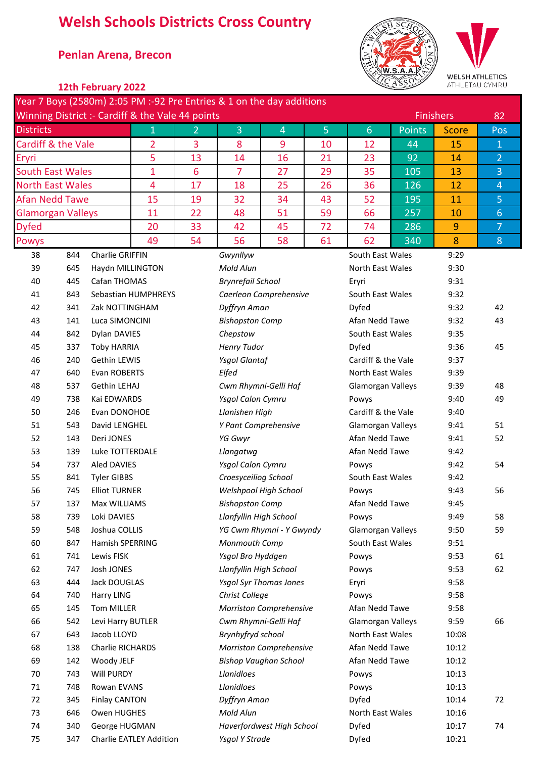# Welsh Schools Districts Cross Country

## Penlan Arena, Brecon

### 12th February 2022

Year 7 Boys (2580m) 2:05 PM :-92 Pre Entries & 1 on the day additions

Winning District :- Cardiff & the Vale 44 points | Finishers 82

| Districts | 1 | 2 | 3 | 4 | 5 | 6 | Points | Score | Pos |
|---|---|---|---|---|---|---|---|---|---|
| Cardiff & the Vale | 2 | 3 | 8 | 9 | 10 | 12 | 44 | 15 | 1 |
| Eryri | 5 | 13 | 14 | 16 | 21 | 23 | 92 | 14 | 2 |
| South East Wales | 1 | 6 | 7 | 27 | 29 | 35 | 105 | 13 | 3 |
| North East Wales | 4 | 17 | 18 | 25 | 26 | 36 | 126 | 12 | 4 |
| Afan Nedd Tawe | 15 | 19 | 32 | 34 | 43 | 52 | 195 | 11 | 5 |
| Glamorgan Valleys | 11 | 22 | 48 | 51 | 59 | 66 | 257 | 10 | 6 |
| Dyfed | 20 | 33 | 42 | 45 | 72 | 74 | 286 | 9 | 7 |
| Powys | 49 | 54 | 56 | 58 | 61 | 62 | 340 | 8 | 8 |

| Pos | No | Name | School | District | Time | Team Pos |
|---|---|---|---|---|---|---|
| 38 | 844 | Charlie GRIFFIN | *Gwynllyw* | South East Wales | 9:29 | |
| 39 | 645 | Haydn MILLINGTON | *Mold Alun* | North East Wales | 9:30 | |
| 40 | 445 | Cafan THOMAS | *Brynrefail School* | Eryri | 9:31 | |
| 41 | 843 | Sebastian HUMPHREYS | *Caerleon Comprehensive* | South East Wales | 9:32 | |
| 42 | 341 | Zak NOTTINGHAM | *Dyffryn Aman* | Dyfed | 9:32 | 42 |
| 43 | 141 | Luca SIMONCINI | *Bishopston Comp* | Afan Nedd Tawe | 9:32 | 43 |
| 44 | 842 | Dylan DAVIES | *Chepstow* | South East Wales | 9:35 | |
| 45 | 337 | Toby HARRIA | *Henry Tudor* | Dyfed | 9:36 | 45 |
| 46 | 240 | Gethin LEWIS | *Ysgol Glantaf* | Cardiff & the Vale | 9:37 | |
| 47 | 640 | Evan ROBERTS | *Elfed* | North East Wales | 9:39 | |
| 48 | 537 | Gethin LEHAJ | *Cwm Rhymni-Gelli Haf* | Glamorgan Valleys | 9:39 | 48 |
| 49 | 738 | Kai EDWARDS | *Ysgol Calon Cymru* | Powys | 9:40 | 49 |
| 50 | 246 | Evan DONOHOE | *Llanishen High* | Cardiff & the Vale | 9:40 | |
| 51 | 543 | David LENGHEL | *Y Pant Comprehensive* | Glamorgan Valleys | 9:41 | 51 |
| 52 | 143 | Deri JONES | *YG Gwyr* | Afan Nedd Tawe | 9:41 | 52 |
| 53 | 139 | Luke TOTTERDALE | *Llangatwg* | Afan Nedd Tawe | 9:42 | |
| 54 | 737 | Aled DAVIES | *Ysgol Calon Cymru* | Powys | 9:42 | 54 |
| 55 | 841 | Tyler GIBBS | *Croesyceiliog School* | South East Wales | 9:42 | |
| 56 | 745 | Elliot TURNER | *Welshpool High School* | Powys | 9:43 | 56 |
| 57 | 137 | Max WILLIAMS | *Bishopston Comp* | Afan Nedd Tawe | 9:45 | |
| 58 | 739 | Loki DAVIES | *Llanfyllin High School* | Powys | 9:49 | 58 |
| 59 | 548 | Joshua COLLIS | *YG Cwm Rhymni - Y Gwyndy* | Glamorgan Valleys | 9:50 | 59 |
| 60 | 847 | Hamish SPERRING | *Monmouth Comp* | South East Wales | 9:51 | |
| 61 | 741 | Lewis FISK | *Ysgol Bro Hyddgen* | Powys | 9:53 | 61 |
| 62 | 747 | Josh JONES | *Llanfyllin High School* | Powys | 9:53 | 62 |
| 63 | 444 | Jack DOUGLAS | *Ysgol Syr Thomas Jones* | Eryri | 9:58 | |
| 64 | 740 | Harry LING | *Christ College* | Powys | 9:58 | |
| 65 | 145 | Tom MILLER | *Morriston Comprehensive* | Afan Nedd Tawe | 9:58 | |
| 66 | 542 | Levi Harry BUTLER | *Cwm Rhymni-Gelli Haf* | Glamorgan Valleys | 9:59 | 66 |
| 67 | 643 | Jacob LLOYD | *Brynhyfryd school* | North East Wales | 10:08 | |
| 68 | 138 | Charlie RICHARDS | *Morriston Comprehensive* | Afan Nedd Tawe | 10:12 | |
| 69 | 142 | Woody JELF | *Bishop Vaughan School* | Afan Nedd Tawe | 10:12 | |
| 70 | 743 | Will PURDY | *Llanidloes* | Powys | 10:13 | |
| 71 | 748 | Rowan EVANS | *Llanidloes* | Powys | 10:13 | |
| 72 | 345 | Finlay CANTON | *Dyffryn Aman* | Dyfed | 10:14 | 72 |
| 73 | 646 | Owen HUGHES | *Mold Alun* | North East Wales | 10:16 | |
| 74 | 340 | George HUGMAN | *Haverfordwest High School* | Dyfed | 10:17 | 74 |
| 75 | 347 | Charlie EATLEY Addition | *Ysgol Y Strade* | Dyfed | 10:21 | |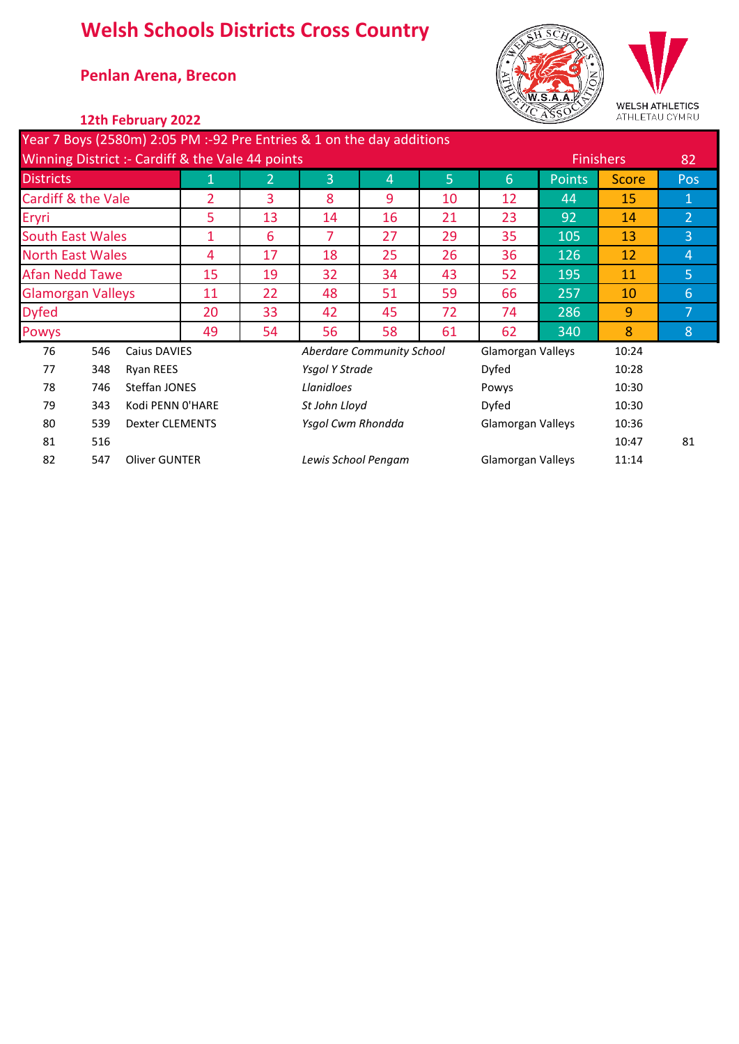# Welsh Schools Districts Cross Country

## Penlan Arena, Brecon

**12th February 2022**

Year 7 Boys (2580m) 2:05 PM :-92 Pre Entries & 1 on the day additions

Winning District :- Cardiff & the Vale 44 points

Finishers 82

| Districts | 1 | 2 | 3 | 4 | 5 | 6 | Points | Score | Pos |
|---|---|---|---|---|---|---|---|---|---|
| Cardiff & the Vale | 2 | 3 | 8 | 9 | 10 | 12 | 44 | 15 | 1 |
| Eryri | 5 | 13 | 14 | 16 | 21 | 23 | 92 | 14 | 2 |
| South East Wales | 1 | 6 | 7 | 27 | 29 | 35 | 105 | 13 | 3 |
| North East Wales | 4 | 17 | 18 | 25 | 26 | 36 | 126 | 12 | 4 |
| Afan Nedd Tawe | 15 | 19 | 32 | 34 | 43 | 52 | 195 | 11 | 5 |
| Glamorgan Valleys | 11 | 22 | 48 | 51 | 59 | 66 | 257 | 10 | 6 |
| Dyfed | 20 | 33 | 42 | 45 | 72 | 74 | 286 | 9 | 7 |
| Powys | 49 | 54 | 56 | 58 | 61 | 62 | 340 | 8 | 8 |

| | | | | | | |
|---|---|---|---|---|---|---|
| 76 | 546 | Caius DAVIES | *Aberdare Community School* | Glamorgan Valleys | 10:24 | |
| 77 | 348 | Ryan REES | *Ysgol Y Strade* | Dyfed | 10:28 | |
| 78 | 746 | Steffan JONES | *Llanidloes* | Powys | 10:30 | |
| 79 | 343 | Kodi PENN O'HARE | *St John Lloyd* | Dyfed | 10:30 | |
| 80 | 539 | Dexter CLEMENTS | *Ysgol Cwm Rhondda* | Glamorgan Valleys | 10:36 | |
| 81 | 516 | | | | 10:47 | 81 |
| 82 | 547 | Oliver GUNTER | *Lewis School Pengam* | Glamorgan Valleys | 11:14 | |